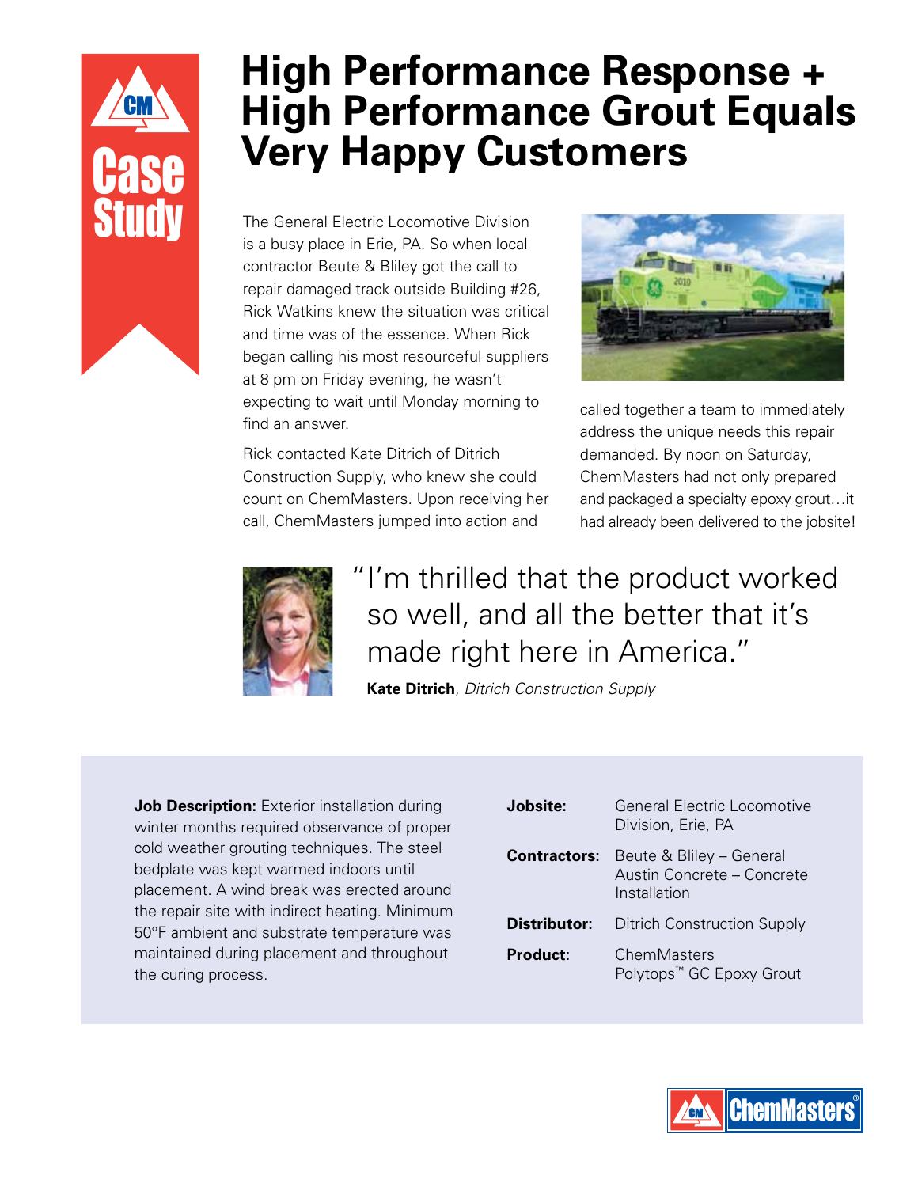Case Study

# High Performance Response + High Performance Grout Equals Very Happy Customers

The General Electric Locomotive Division is a busy place in Erie, PA. So when local contractor Beute & Bliley got the call to repair damaged track outside Building #26, Rick Watkins knew the situation was critical and time was of the essence. When Rick began calling his most resourceful suppliers at 8 pm on Friday evening, he wasn't expecting to wait until Monday morning to find an answer.

Rick contacted Kate Ditrich of Ditrich Construction Supply, who knew she could count on ChemMasters. Upon receiving her call, ChemMasters jumped into action and called together a team to immediately address the unique needs this repair demanded. By noon on Saturday, ChemMasters had not only prepared and packaged a specialty epoxy grout…it had already been delivered to the jobsite!

> "I'm thrilled that the product worked so well, and all the better that it's made right here in America."
>
> **Kate Ditrich**, *Ditrich Construction Supply*

**Job Description:** Exterior installation during winter months required observance of proper cold weather grouting techniques. The steel bedplate was kept warmed indoors until placement. A wind break was erected around the repair site with indirect heating. Minimum 50°F ambient and substrate temperature was maintained during placement and throughout the curing process.

| | |
|---|---|
| **Jobsite:** | General Electric Locomotive Division, Erie, PA |
| **Contractors:** | Beute & Bliley – General<br>Austin Concrete – Concrete Installation |
| **Distributor:** | Ditrich Construction Supply |
| **Product:** | ChemMasters Polytops™ GC Epoxy Grout |

ChemMasters®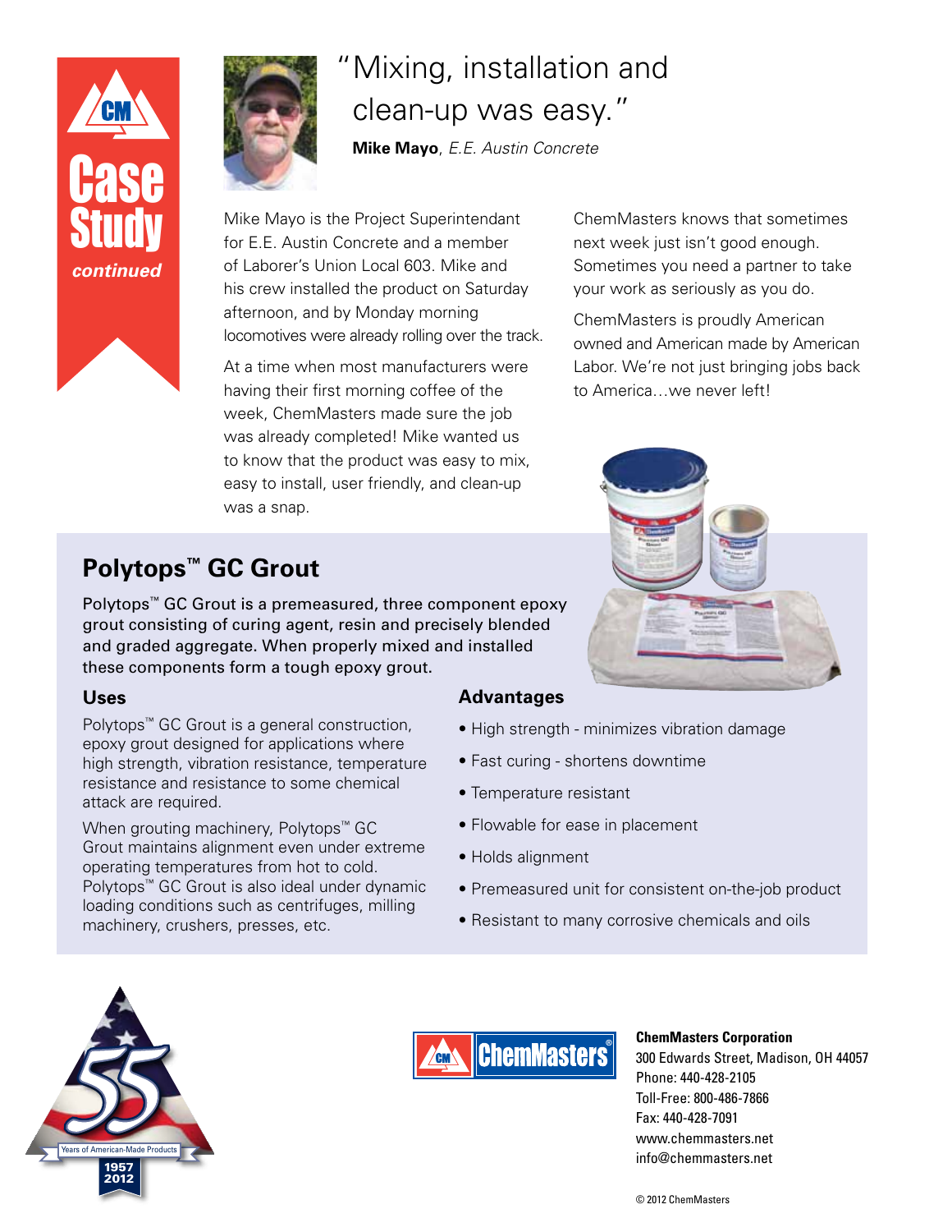**Case Study** *continued*

# "Mixing, installation and clean-up was easy."

**Mike Mayo**, *E.E. Austin Concrete*

Mike Mayo is the Project Superintendant for E.E. Austin Concrete and a member of Laborer's Union Local 603. Mike and his crew installed the product on Saturday afternoon, and by Monday morning locomotives were already rolling over the track.

At a time when most manufacturers were having their first morning coffee of the week, ChemMasters made sure the job was already completed! Mike wanted us to know that the product was easy to mix, easy to install, user friendly, and clean-up was a snap.

ChemMasters knows that sometimes next week just isn't good enough. Sometimes you need a partner to take your work as seriously as you do.

ChemMasters is proudly American owned and American made by American Labor. We're not just bringing jobs back to America…we never left!

## Polytops™ GC Grout

Polytops™ GC Grout is a premeasured, three component epoxy grout consisting of curing agent, resin and precisely blended and graded aggregate. When properly mixed and installed these components form a tough epoxy grout.

### Uses

Polytops™ GC Grout is a general construction, epoxy grout designed for applications where high strength, vibration resistance, temperature resistance and resistance to some chemical attack are required.

When grouting machinery, Polytops™ GC Grout maintains alignment even under extreme operating temperatures from hot to cold. Polytops™ GC Grout is also ideal under dynamic loading conditions such as centrifuges, milling machinery, crushers, presses, etc.

### Advantages

- High strength - minimizes vibration damage
- Fast curing - shortens downtime
- Temperature resistant
- Flowable for ease in placement
- Holds alignment
- Premeasured unit for consistent on-the-job product
- Resistant to many corrosive chemicals and oils

55 Years of American-Made Products 1957 2012

**ChemMasters Corporation**
300 Edwards Street, Madison, OH 44057
Phone: 440-428-2105
Toll-Free: 800-486-7866
Fax: 440-428-7091
www.chemmasters.net
info@chemmasters.net

© 2012 ChemMasters